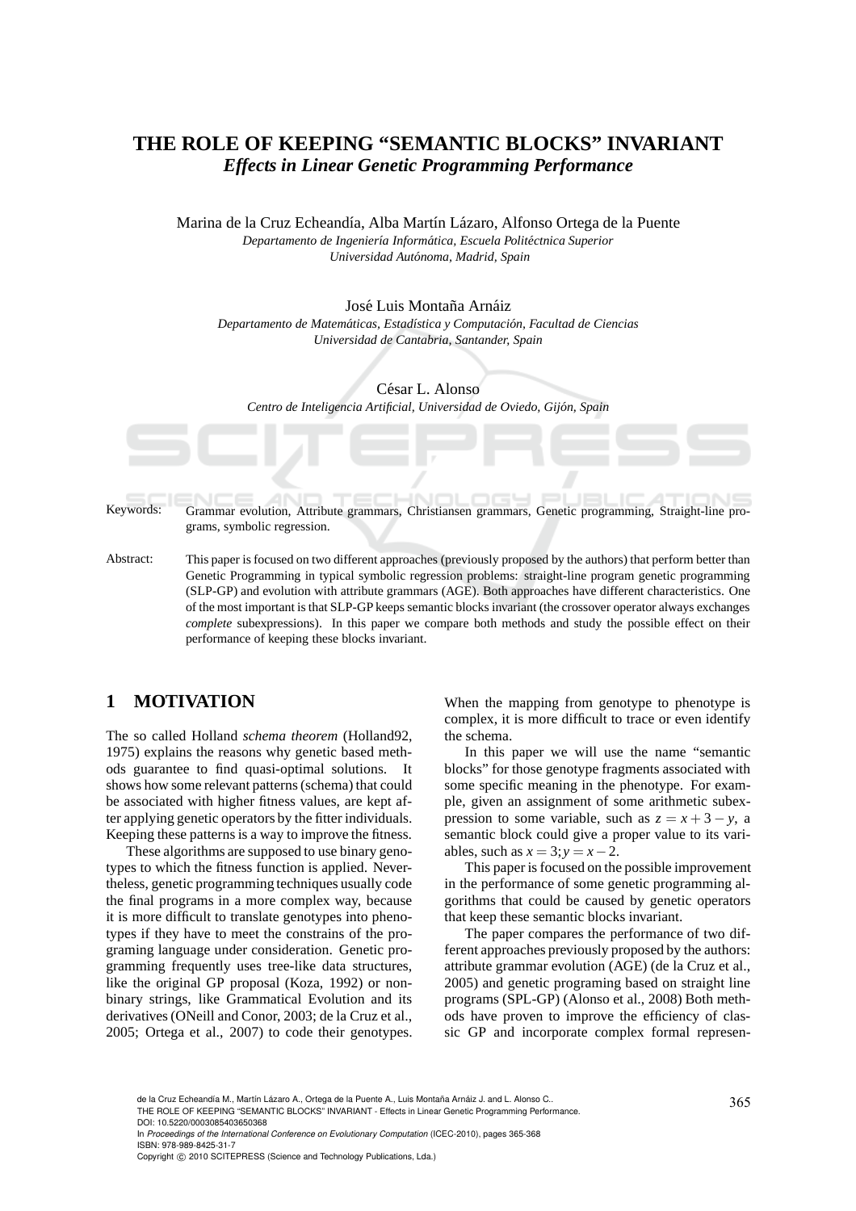# THE ROLE OF KEEPING "SEMANTIC BLOCKS" INVARIANT
## *Effects in Linear Genetic Programming Performance*

Marina de la Cruz Echeandía, Alba Martín Lázaro, Alfonso Ortega de la Puente
*Departamento de Ingeniería Informática, Escuela Politéctnica Superior*
*Universidad Autónoma, Madrid, Spain*

José Luis Montaña Arnáiz
*Departamento de Matemáticas, Estadística y Computación, Facultad de Ciencias*
*Universidad de Cantabria, Santander, Spain*

César L. Alonso
*Centro de Inteligencia Artificial, Universidad de Oviedo, Gijón, Spain*

Keywords: Grammar evolution, Attribute grammars, Christiansen grammars, Genetic programming, Straight-line programs, symbolic regression.

Abstract: This paper is focused on two different approaches (previously proposed by the authors) that perform better than Genetic Programming in typical symbolic regression problems: straight-line program genetic programming (SLP-GP) and evolution with attribute grammars (AGE). Both approaches have different characteristics. One of the most important is that SLP-GP keeps semantic blocks invariant (the crossover operator always exchanges *complete* subexpressions). In this paper we compare both methods and study the possible effect on their performance of keeping these blocks invariant.

## 1 MOTIVATION

The so called Holland *schema theorem* (Holland92, 1975) explains the reasons why genetic based methods guarantee to find quasi-optimal solutions. It shows how some relevant patterns (schema) that could be associated with higher fitness values, are kept after applying genetic operators by the fitter individuals. Keeping these patterns is a way to improve the fitness.

These algorithms are supposed to use binary genotypes to which the fitness function is applied. Nevertheless, genetic programming techniques usually code the final programs in a more complex way, because it is more difficult to translate genotypes into phenotypes if they have to meet the constrains of the programing language under consideration. Genetic programming frequently uses tree-like data structures, like the original GP proposal (Koza, 1992) or non-binary strings, like Grammatical Evolution and its derivatives (ONeill and Conor, 2003; de la Cruz et al., 2005; Ortega et al., 2007) to code their genotypes. When the mapping from genotype to phenotype is complex, it is more difficult to trace or even identify the schema.

In this paper we will use the name "semantic blocks" for those genotype fragments associated with some specific meaning in the phenotype. For example, given an assignment of some arithmetic subexpression to some variable, such as $z = x + 3 - y$, a semantic block could give a proper value to its variables, such as $x = 3; y = x - 2$.

This paper is focused on the possible improvement in the performance of some genetic programming algorithms that could be caused by genetic operators that keep these semantic blocks invariant.

The paper compares the performance of two different approaches previously proposed by the authors: attribute grammar evolution (AGE) (de la Cruz et al., 2005) and genetic programing based on straight line programs (SPL-GP) (Alonso et al., 2008) Both methods have proven to improve the efficiency of classic GP and incorporate complex formal represen-

de la Cruz Echeandía M., Martín Lázaro A., Ortega de la Puente A., Luis Montaña Arnáiz J. and L. Alonso C..
THE ROLE OF KEEPING "SEMANTIC BLOCKS" INVARIANT - Effects in Linear Genetic Programming Performance.
DOI: 10.5220/0003085403650368
In *Proceedings of the International Conference on Evolutionary Computation* (ICEC-2010), pages 365-368
ISBN: 978-989-8425-31-7
Copyright © 2010 SCITEPRESS (Science and Technology Publications, Lda.)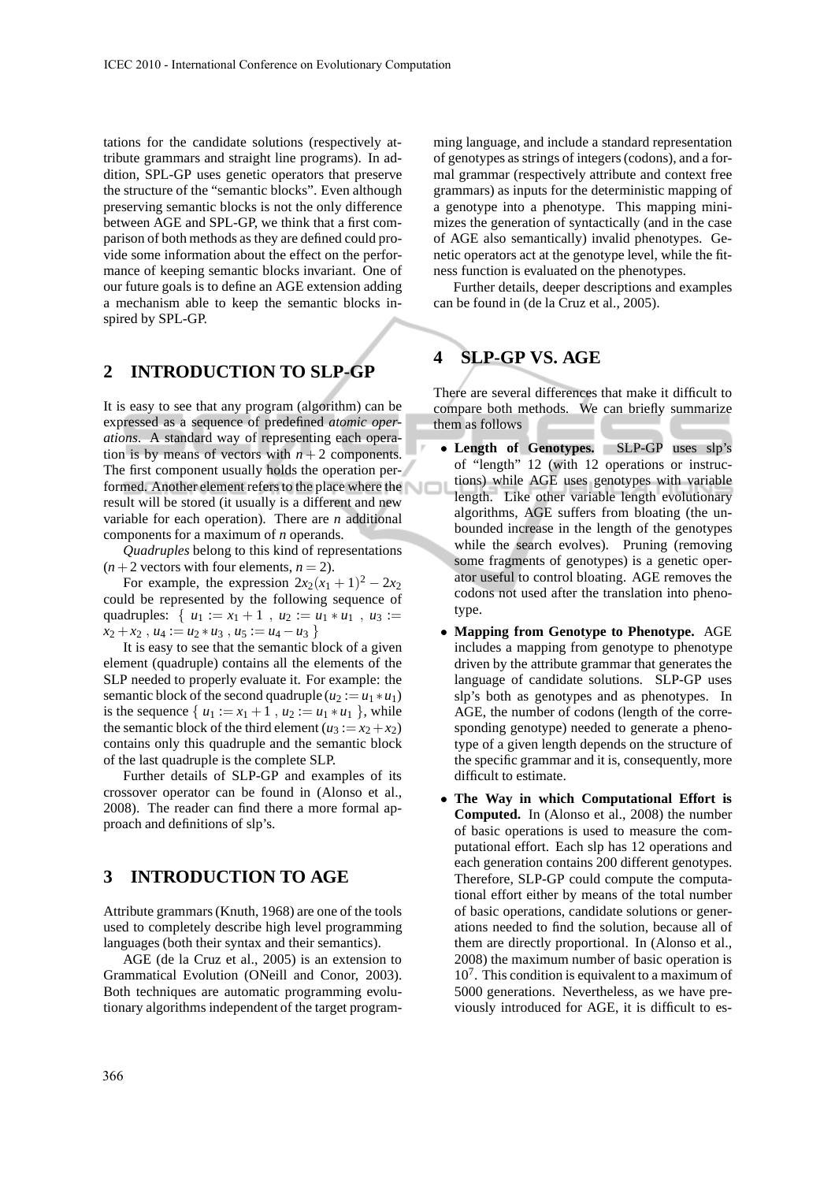tations for the candidate solutions (respectively attribute grammars and straight line programs). In addition, SPL-GP uses genetic operators that preserve the structure of the "semantic blocks". Even although preserving semantic blocks is not the only difference between AGE and SPL-GP, we think that a first comparison of both methods as they are defined could provide some information about the effect on the performance of keeping semantic blocks invariant. One of our future goals is to define an AGE extension adding a mechanism able to keep the semantic blocks inspired by SPL-GP.

## 2 INTRODUCTION TO SLP-GP

It is easy to see that any program (algorithm) can be expressed as a sequence of predefined *atomic operations*. A standard way of representing each operation is by means of vectors with $n+2$ components. The first component usually holds the operation performed. Another element refers to the place where the result will be stored (it usually is a different and new variable for each operation). There are $n$ additional components for a maximum of $n$ operands.

*Quadruples* belong to this kind of representations ($n+2$ vectors with four elements, $n=2$).

For example, the expression $2x_2(x_1+1)^2 - 2x_2$ could be represented by the following sequence of quadruples: $\{\ u_1 := x_1 + 1\ ,\ u_2 := u_1 * u_1\ ,\ u_3 := x_2 + x_2\ ,\ u_4 := u_2 * u_3\ ,\ u_5 := u_4 - u_3\ \}$

It is easy to see that the semantic block of a given element (quadruple) contains all the elements of the SLP needed to properly evaluate it. For example: the semantic block of the second quadruple ($u_2 := u_1 * u_1$) is the sequence $\{\ u_1 := x_1 + 1\ ,\ u_2 := u_1 * u_1\ \}$, while the semantic block of the third element ($u_3 := x_2 + x_2$) contains only this quadruple and the semantic block of the last quadruple is the complete SLP.

Further details of SLP-GP and examples of its crossover operator can be found in (Alonso et al., 2008). The reader can find there a more formal approach and definitions of slp's.

## 3 INTRODUCTION TO AGE

Attribute grammars (Knuth, 1968) are one of the tools used to completely describe high level programming languages (both their syntax and their semantics).

AGE (de la Cruz et al., 2005) is an extension to Grammatical Evolution (ONeill and Conor, 2003). Both techniques are automatic programming evolutionary algorithms independent of the target programming language, and include a standard representation of genotypes as strings of integers (codons), and a formal grammar (respectively attribute and context free grammars) as inputs for the deterministic mapping of a genotype into a phenotype. This mapping minimizes the generation of syntactically (and in the case of AGE also semantically) invalid phenotypes. Genetic operators act at the genotype level, while the fitness function is evaluated on the phenotypes.

Further details, deeper descriptions and examples can be found in (de la Cruz et al., 2005).

## 4 SLP-GP VS. AGE

There are several differences that make it difficult to compare both methods. We can briefly summarize them as follows

- **Length of Genotypes.** SLP-GP uses slp's of "length" 12 (with 12 operations or instructions) while AGE uses genotypes with variable length. Like other variable length evolutionary algorithms, AGE suffers from bloating (the unbounded increase in the length of the genotypes while the search evolves). Pruning (removing some fragments of genotypes) is a genetic operator useful to control bloating. AGE removes the codons not used after the translation into phenotype.
- **Mapping from Genotype to Phenotype.** AGE includes a mapping from genotype to phenotype driven by the attribute grammar that generates the language of candidate solutions. SLP-GP uses slp's both as genotypes and as phenotypes. In AGE, the number of codons (length of the corresponding genotype) needed to generate a phenotype of a given length depends on the structure of the specific grammar and it is, consequently, more difficult to estimate.
- **The Way in which Computational Effort is Computed.** In (Alonso et al., 2008) the number of basic operations is used to measure the computational effort. Each slp has 12 operations and each generation contains 200 different genotypes. Therefore, SLP-GP could compute the computational effort either by means of the total number of basic operations, candidate solutions or generations needed to find the solution, because all of them are directly proportional. In (Alonso et al., 2008) the maximum number of basic operation is $10^7$. This condition is equivalent to a maximum of 5000 generations. Nevertheless, as we have previously introduced for AGE, it is difficult to es-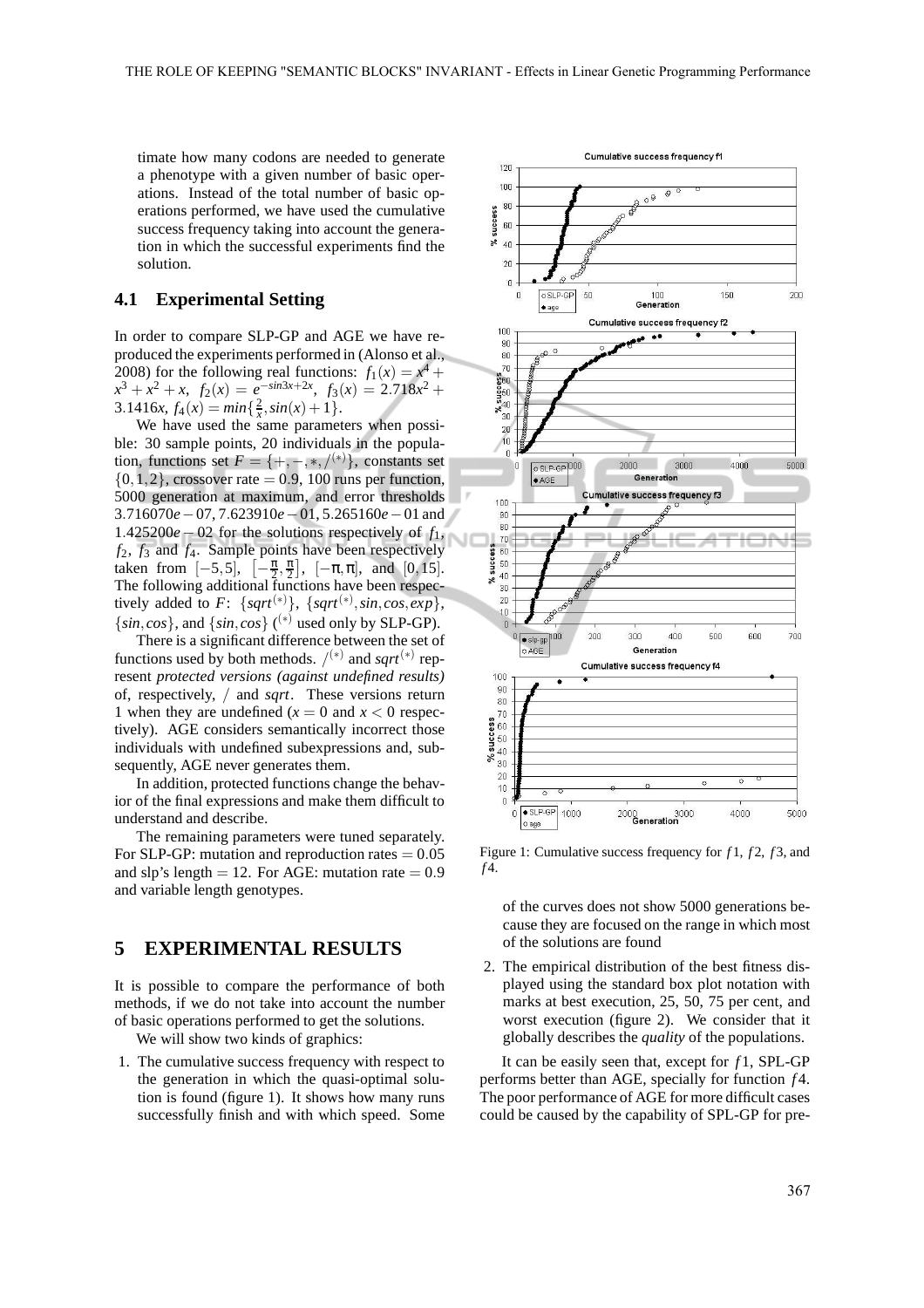timate how many codons are needed to generate a phenotype with a given number of basic operations. Instead of the total number of basic operations performed, we have used the cumulative success frequency taking into account the generation in which the successful experiments find the solution.

## 4.1 Experimental Setting

In order to compare SLP-GP and AGE we have reproduced the experiments performed in (Alonso et al., 2008) for the following real functions: $f_1(x) = x^4 + x^3 + x^2 + x$, $f_2(x) = e^{-\sin 3x + 2x}$, $f_3(x) = 2.718x^2 + 3.1416x$, $f_4(x) = \min\{\frac{2}{x}, \sin(x) + 1\}$.

We have used the same parameters when possible: 30 sample points, 20 individuals in the population, functions set $F = \{+, -, *, /^{(*)}\}$, constants set $\{0, 1, 2\}$, crossover rate $= 0.9$, 100 runs per function, 5000 generation at maximum, and error thresholds $3.716070e-07$, $7.623910e-01$, $5.265160e-01$ and $1.425200e-02$ for the solutions respectively of $f_1$, $f_2$, $f_3$ and $f_4$. Sample points have been respectively taken from $[-5, 5]$, $[-\frac{\pi}{2}, \frac{\pi}{2}]$, $[-\pi, \pi]$, and $[0, 15]$. The following additional functions have been respectively added to $F$: $\{sqrt^{(*)}\}$, $\{sqrt^{(*)}, sin, cos, exp\}$, $\{sin, cos\}$, and $\{sin, cos\}$ ($^{(*)}$ used only by SLP-GP).

There is a significant difference between the set of functions used by both methods. $/^{(*)}$ and $sqrt^{(*)}$ represent *protected versions (against undefined results)* of, respectively, $/$ and $sqrt$. These versions return 1 when they are undefined ($x = 0$ and $x < 0$ respectively). AGE considers semantically incorrect those individuals with undefined subexpressions and, subsequently, AGE never generates them.

In addition, protected functions change the behavior of the final expressions and make them difficult to understand and describe.

The remaining parameters were tuned separately. For SLP-GP: mutation and reproduction rates $= 0.05$ and slp's length $= 12$. For AGE: mutation rate $= 0.9$ and variable length genotypes.

# 5 EXPERIMENTAL RESULTS

It is possible to compare the performance of both methods, if we do not take into account the number of basic operations performed to get the solutions.

We will show two kinds of graphics:

1. The cumulative success frequency with respect to the generation in which the quasi-optimal solution is found (figure 1). It shows how many runs successfully finish and with which speed. Some of the curves does not show 5000 generations because they are focused on the range in which most of the solutions are found
2. The empirical distribution of the best fitness displayed using the standard box plot notation with marks at best execution, 25, 50, 75 per cent, and worst execution (figure 2). We consider that it globally describes the *quality* of the populations.

Figure 1: Cumulative success frequency for $f1$, $f2$, $f3$, and $f4$.

It can be easily seen that, except for $f1$, SPL-GP performs better than AGE, specially for function $f4$. The poor performance of AGE for more difficult cases could be caused by the capability of SPL-GP for pre-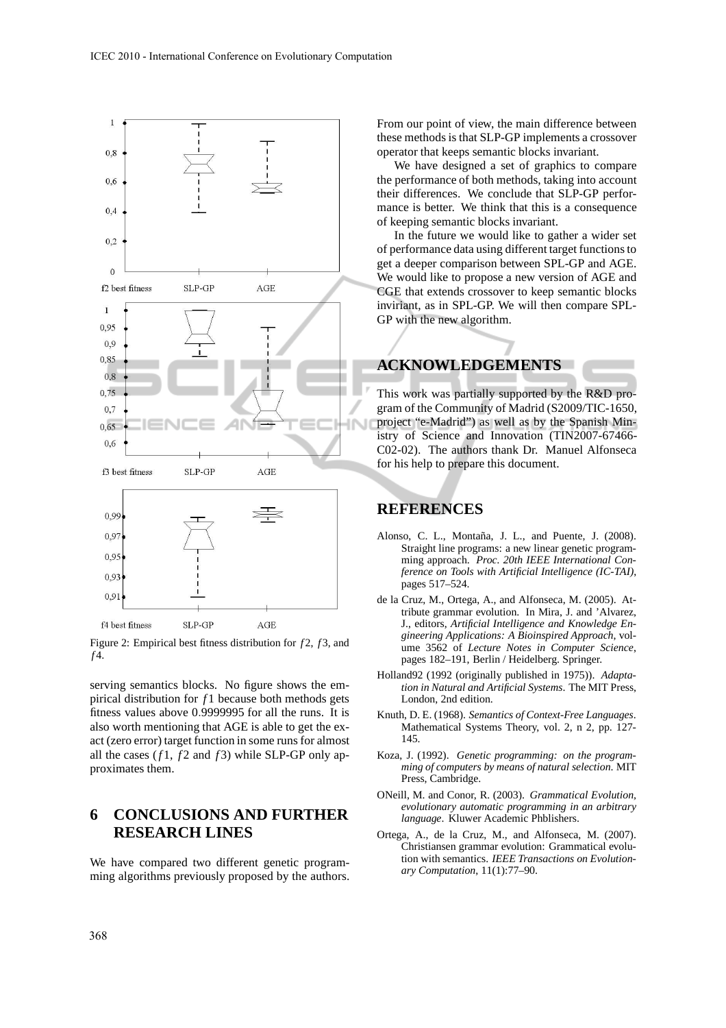f2 best fitness SLP-GP AGE

1
0,8
0,6
0,4
0,2
0

f3 best fitness SLP-GP AGE

1
0,95
0,9
0,85
0,8
0,75
0,7
0,65
0,6

f4 best fitness SLP-GP AGE

0,99
0,97
0,95
0,93
0,91

Figure 2: Empirical best fitness distribution for $f2$, $f3$, and $f4$.

serving semantics blocks. No figure shows the empirical distribution for $f1$ because both methods gets fitness values above 0.9999995 for all the runs. It is also worth mentioning that AGE is able to get the exact (zero error) target function in some runs for almost all the cases ($f1$, $f2$ and $f3$) while SLP-GP only approximates them.

## 6 CONCLUSIONS AND FURTHER RESEARCH LINES

We have compared two different genetic programming algorithms previously proposed by the authors. From our point of view, the main difference between these methods is that SLP-GP implements a crossover operator that keeps semantic blocks invariant.

We have designed a set of graphics to compare the performance of both methods, taking into account their differences. We conclude that SLP-GP performance is better. We think that this is a consequence of keeping semantic blocks invariant.

In the future we would like to gather a wider set of performance data using different target functions to get a deeper comparison between SPL-GP and AGE. We would like to propose a new version of AGE and CGE that extends crossover to keep semantic blocks inviriant, as in SPL-GP. We will then compare SPL-GP with the new algorithm.

## ACKNOWLEDGEMENTS

This work was partially supported by the R&D program of the Community of Madrid (S2009/TIC-1650, project "e-Madrid") as well as by the Spanish Ministry of Science and Innovation (TIN2007-67466-C02-02). The authors thank Dr. Manuel Alfonseca for his help to prepare this document.

## REFERENCES

Alonso, C. L., Montaña, J. L., and Puente, J. (2008). Straight line programs: a new linear genetic programming approach. *Proc. 20th IEEE International Conference on Tools with Artificial Intelligence (IC-TAI)*, pages 517–524.

de la Cruz, M., Ortega, A., and Alfonseca, M. (2005). Attribute grammar evolution. In Mira, J. and 'Alvarez, J., editors, *Artificial Intelligence and Knowledge Engineering Applications: A Bioinspired Approach*, volume 3562 of *Lecture Notes in Computer Science*, pages 182–191, Berlin / Heidelberg. Springer.

Holland92 (1992 (originally published in 1975)). *Adaptation in Natural and Artificial Systems*. The MIT Press, London, 2nd edition.

Knuth, D. E. (1968). *Semantics of Context-Free Languages*. Mathematical Systems Theory, vol. 2, n 2, pp. 127-145.

Koza, J. (1992). *Genetic programming: on the programming of computers by means of natural selection*. MIT Press, Cambridge.

ONeill, M. and Conor, R. (2003). *Grammatical Evolution, evolutionary automatic programming in an arbitrary language*. Kluwer Academic Phblishers.

Ortega, A., de la Cruz, M., and Alfonseca, M. (2007). Christiansen grammar evolution: Grammatical evolution with semantics. *IEEE Transactions on Evolutionary Computation*, 11(1):77–90.